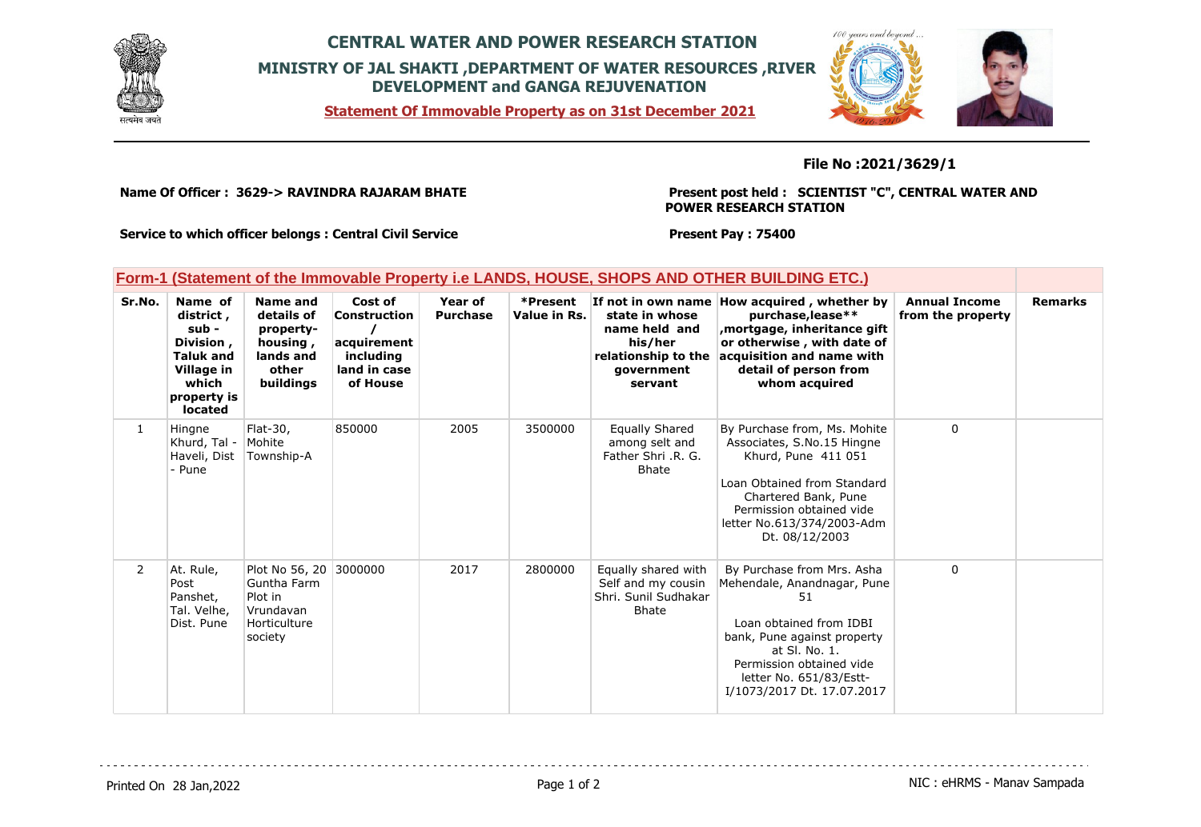# CENTRAL WATER AND POWER RESEARCH STATION

## MINISTRY OF JAL SHAKTI ,DEPARTMENT OF WATER RESOURCES ,RIVER DEVELOPMENT and GANGA REJUVENATION

**Statement Of Immovable Property as on 31st December 2021**

**File No :2021/3629/1**

**Name Of Officer : 3629-> RAVINDRA RAJARAM BHATE**

**Present post held : SCIENTIST "C", CENTRAL WATER AND POWER RESEARCH STATION**

**Service to which officer belongs : Central Civil Service**

**Present Pay : 75400**

## Form-1 (Statement of the Immovable Property i.e LANDS, HOUSE, SHOPS AND OTHER BUILDING ETC.)

| Sr.No. | Name of district , sub - Division , Taluk and Village in which property is located | Name and details of property- housing , lands and other buildings | Cost of Construction / acquirement including land in case of House | Year of Purchase | *Present Value in Rs. | If not in own name state in whose name held and his/her relationship to the government servant | How acquired , whether by purchase,lease** ,mortgage, inheritance gift or otherwise , with date of acquisition and name with detail of person from whom acquired | Annual Income from the property | Remarks |
|---|---|---|---|---|---|---|---|---|---|
| 1 | Hingne Khurd, Tal - Haveli, Dist - Pune | Flat-30, Mohite Township-A | 850000 | 2005 | 3500000 | Equally Shared among selt and Father Shri .R. G. Bhate | By Purchase from, Ms. Mohite Associates, S.No.15 Hingne Khurd, Pune 411 051<br><br>Loan Obtained from Standard Chartered Bank, Pune Permission obtained vide letter No.613/374/2003-Adm Dt. 08/12/2003 | 0 | |
| 2 | At. Rule, Post Panshet, Tal. Velhe, Dist. Pune | Plot No 56, 20 Guntha Farm Plot in Vrundavan Horticulture society | 3000000 | 2017 | 2800000 | Equally shared with Self and my cousin Shri. Sunil Sudhakar Bhate | By Purchase from Mrs. Asha Mehendale, Anandnagar, Pune 51<br><br>Loan obtained from IDBI bank, Pune against property at Sl. No. 1. Permission obtained vide letter No. 651/83/Estt-I/1073/2017 Dt. 17.07.2017 | 0 | |

Printed On 28 Jan,2022

NIC : eHRMS - Manav Sampada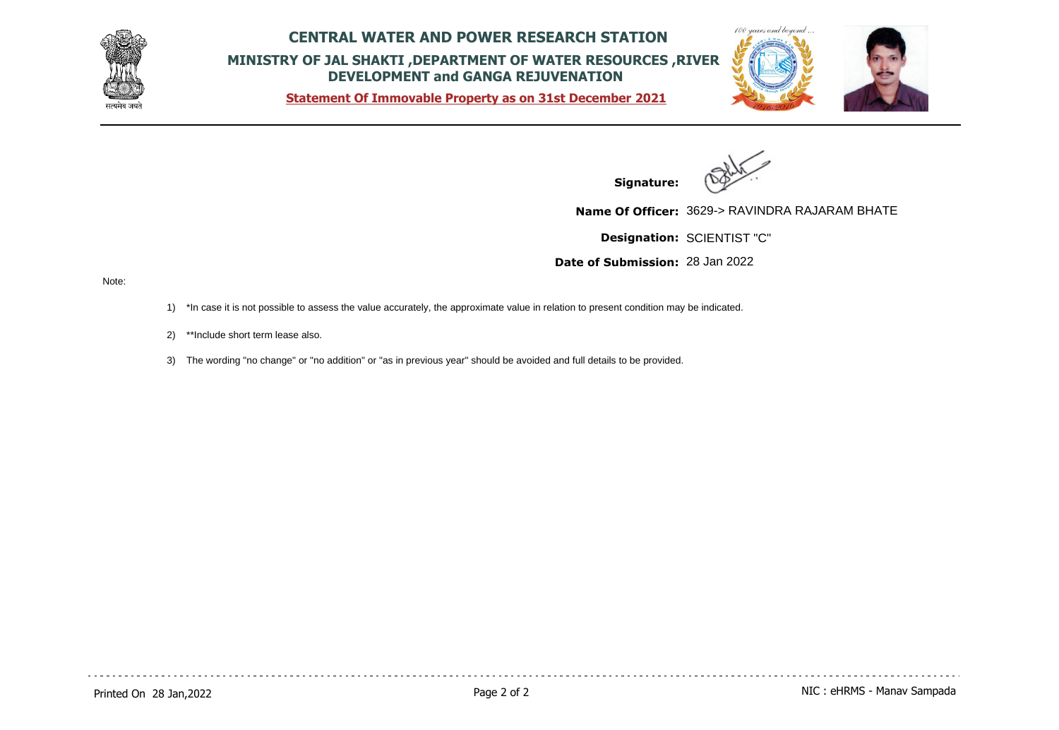# CENTRAL WATER AND POWER RESEARCH STATION

## MINISTRY OF JAL SHAKTI ,DEPARTMENT OF WATER RESOURCES ,RIVER DEVELOPMENT and GANGA REJUVENATION

**Statement Of Immovable Property as on 31st December 2021**

**Signature:**

**Name Of Officer:** 3629-> RAVINDRA RAJARAM BHATE

**Designation:** SCIENTIST "C"

**Date of Submission:** 28 Jan 2022

Note:

1) *In case it is not possible to assess the value accurately, the approximate value in relation to present condition may be indicated.
2) **Include short term lease also.
3) The wording "no change" or "no addition" or "as in previous year" should be avoided and full details to be provided.